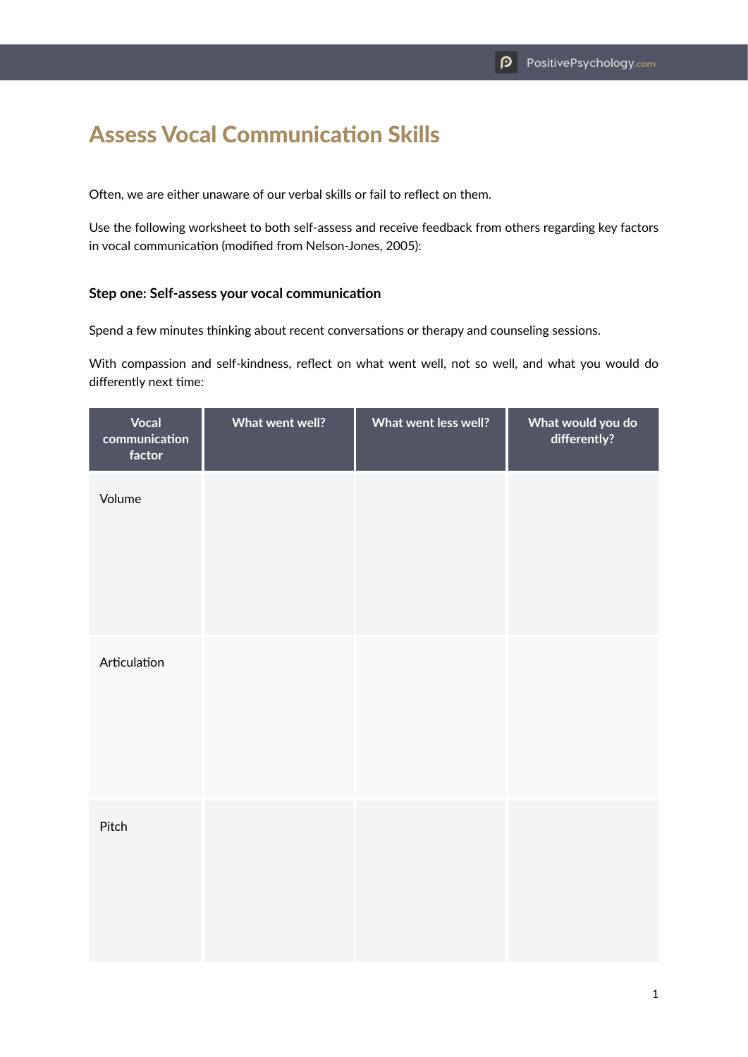# Assess Vocal Communication Skills

Often, we are either unaware of our verbal skills or fail to reflect on them.

Use the following worksheet to both self-assess and receive feedback from others regarding key factors in vocal communication (modified from Nelson-Jones, 2005):

### Step one: Self-assess your vocal communication

Spend a few minutes thinking about recent conversations or therapy and counseling sessions.

With compassion and self-kindness, reflect on what went well, not so well, and what you would do differently next time:

| Vocal communication factor | What went well? | What went less well? | What would you do differently? |
|---|---|---|---|
| Volume | | | |
| Articulation | | | |
| Pitch | | | |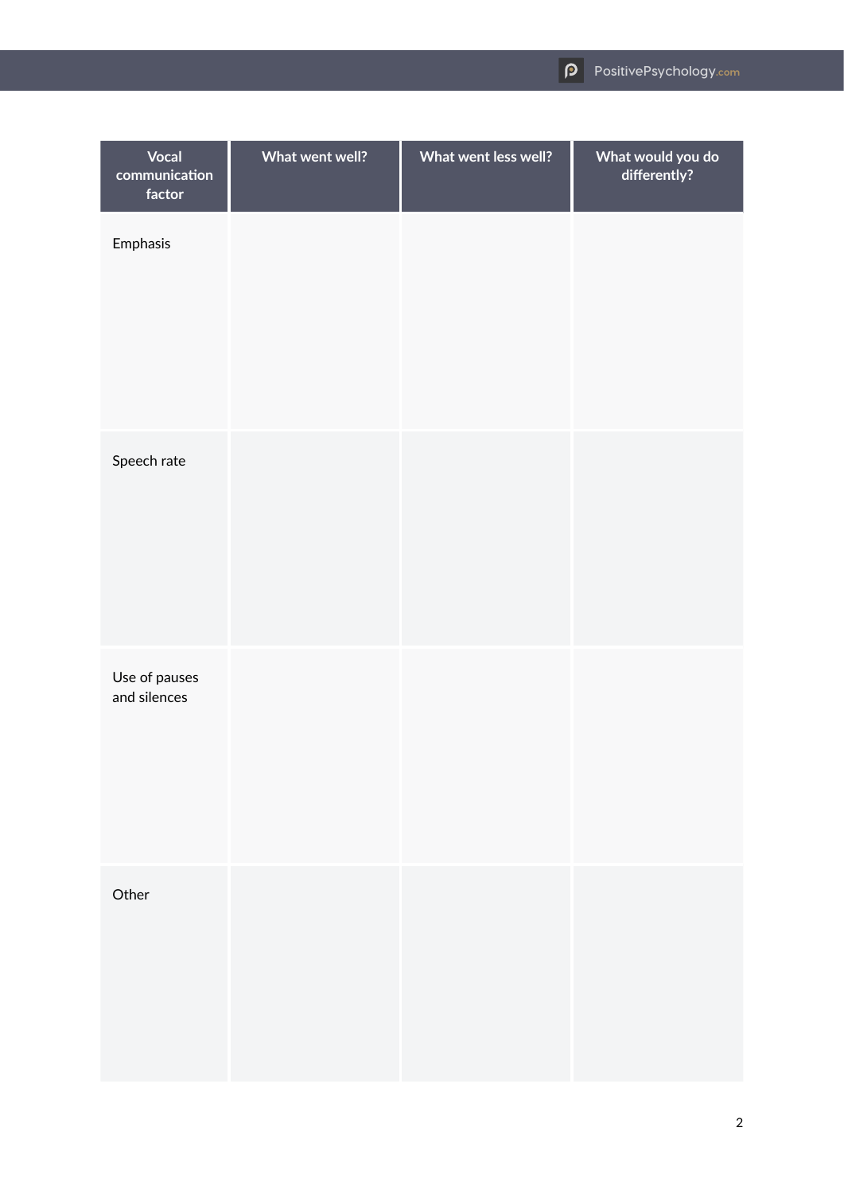| Vocal communication factor | What went well? | What went less well? | What would you do differently? |
| --- | --- | --- | --- |
| Emphasis | | | |
| Speech rate | | | |
| Use of pauses and silences | | | |
| Other | | | |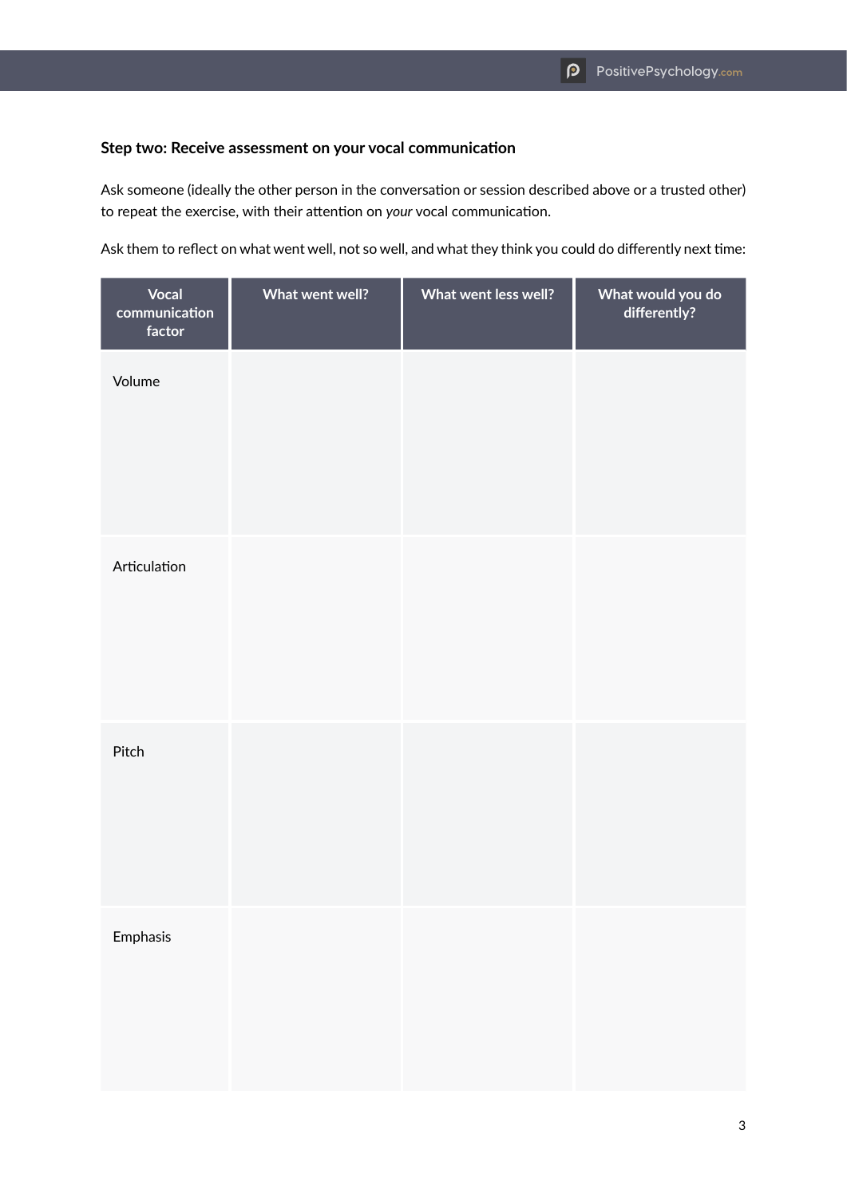### Step two: Receive assessment on your vocal communication

Ask someone (ideally the other person in the conversation or session described above or a trusted other) to repeat the exercise, with their attention on *your* vocal communication.

Ask them to reflect on what went well, not so well, and what they think you could do differently next time:

| Vocal communication factor | What went well? | What went less well? | What would you do differently? |
|---|---|---|---|
| Volume | | | |
| Articulation | | | |
| Pitch | | | |
| Emphasis | | | |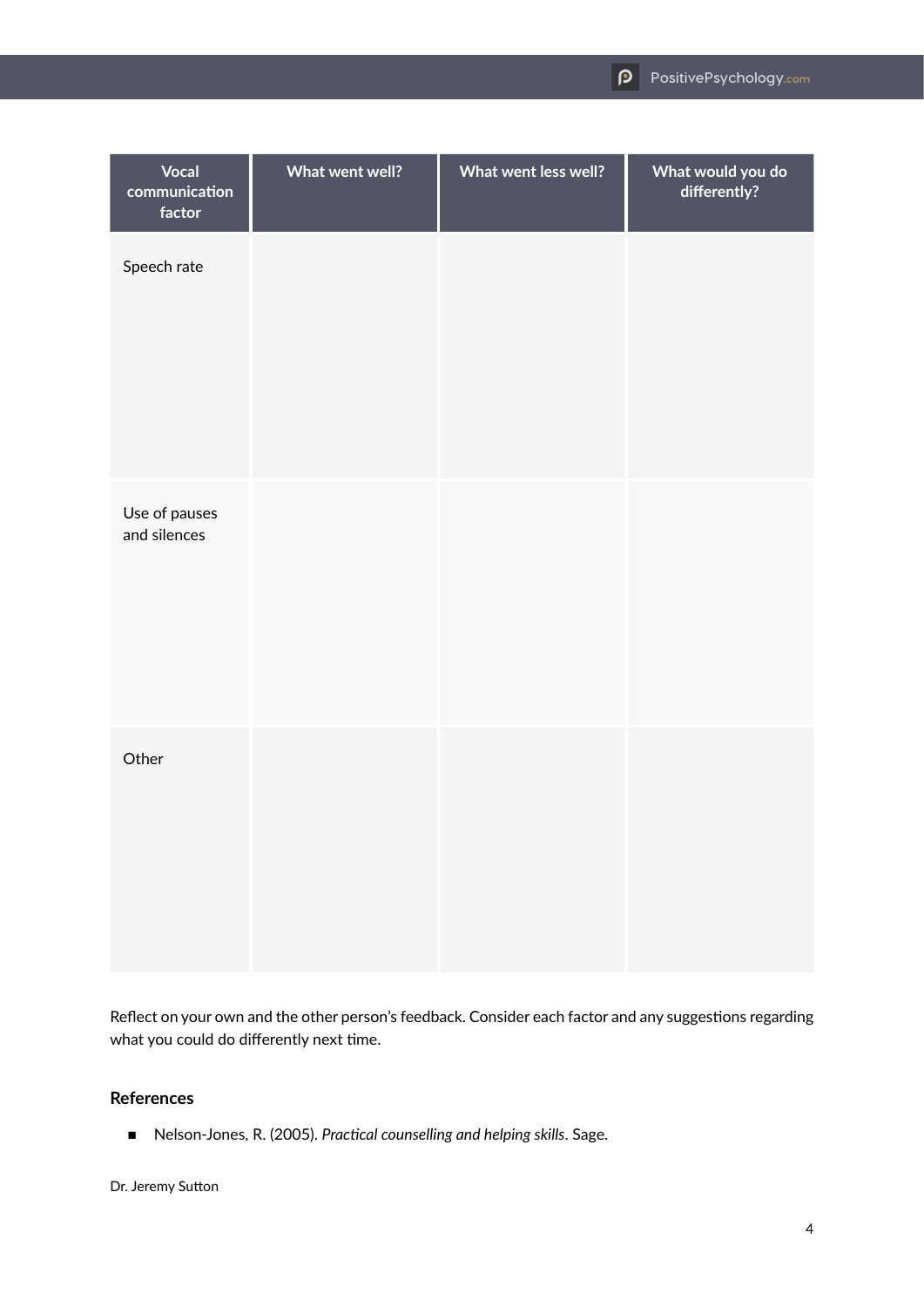| Vocal communication factor | What went well? | What went less well? | What would you do differently? |
|---|---|---|---|
| Speech rate | | | |
| Use of pauses and silences | | | |
| Other | | | |

Reflect on your own and the other person's feedback. Consider each factor and any suggestions regarding what you could do differently next time.

### References

- Nelson-Jones, R. (2005). *Practical counselling and helping skills*. Sage.

Dr. Jeremy Sutton